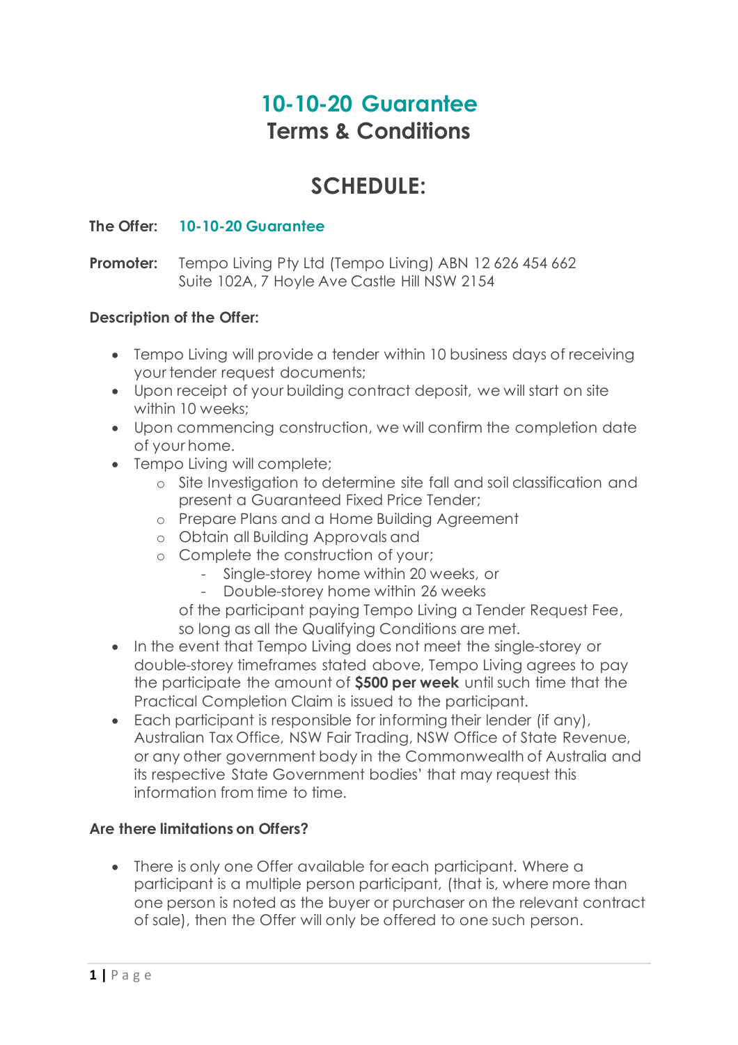# 10-10-20 Guarantee
## Terms & Conditions

## SCHEDULE:

**The Offer:** **10-10-20 Guarantee**

**Promoter:** Tempo Living Pty Ltd (Tempo Living) ABN 12 626 454 662
Suite 102A, 7 Hoyle Ave Castle Hill NSW 2154

**Description of the Offer:**

- Tempo Living will provide a tender within 10 business days of receiving your tender request documents;
- Upon receipt of your building contract deposit, we will start on site within 10 weeks;
- Upon commencing construction, we will confirm the completion date of your home.
- Tempo Living will complete;
    - Site Investigation to determine site fall and soil classification and present a Guaranteed Fixed Price Tender;
    - Prepare Plans and a Home Building Agreement
    - Obtain all Building Approvals and
    - Complete the construction of your;
        - Single-storey home within 20 weeks, or
        - Double-storey home within 26 weeks

      of the participant paying Tempo Living a Tender Request Fee, so long as all the Qualifying Conditions are met.
- In the event that Tempo Living does not meet the single-storey or double-storey timeframes stated above, Tempo Living agrees to pay the participate the amount of **$500 per week** until such time that the Practical Completion Claim is issued to the participant.
- Each participant is responsible for informing their lender (if any), Australian Tax Office, NSW Fair Trading, NSW Office of State Revenue, or any other government body in the Commonwealth of Australia and its respective State Government bodies' that may request this information from time to time.

**Are there limitations on Offers?**

- There is only one Offer available for each participant. Where a participant is a multiple person participant, (that is, where more than one person is noted as the buyer or purchaser on the relevant contract of sale), then the Offer will only be offered to one such person.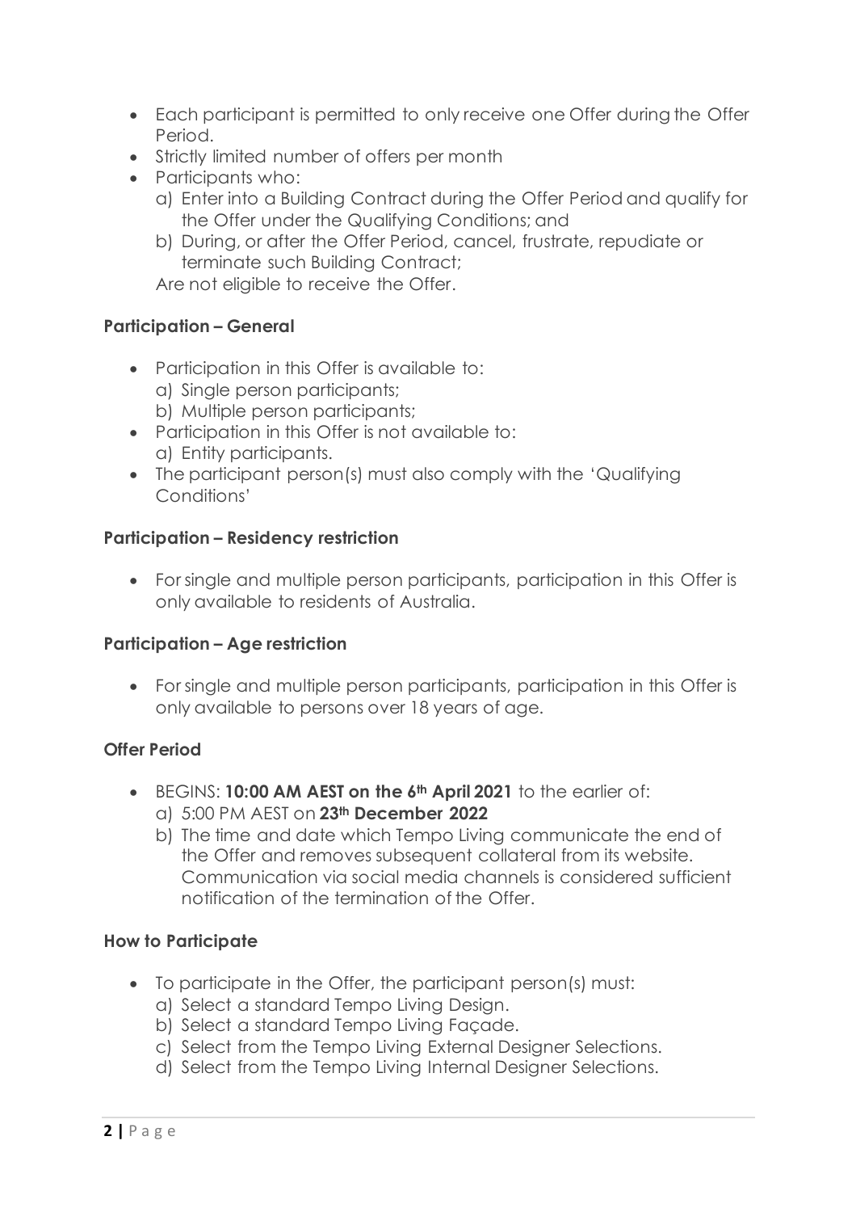- Each participant is permitted to only receive one Offer during the Offer Period.
- Strictly limited number of offers per month
- Participants who:
  a) Enter into a Building Contract during the Offer Period and qualify for the Offer under the Qualifying Conditions; and
  b) During, or after the Offer Period, cancel, frustrate, repudiate or terminate such Building Contract;

  Are not eligible to receive the Offer.

**Participation – General**

- Participation in this Offer is available to:
  a) Single person participants;
  b) Multiple person participants;
- Participation in this Offer is not available to:
  a) Entity participants.
- The participant person(s) must also comply with the 'Qualifying Conditions'

**Participation – Residency restriction**

- For single and multiple person participants, participation in this Offer is only available to residents of Australia.

**Participation – Age restriction**

- For single and multiple person participants, participation in this Offer is only available to persons over 18 years of age.

**Offer Period**

- BEGINS: **10:00 AM AEST on the 6th April 2021** to the earlier of:
  a) 5:00 PM AEST on **23th December 2022**
  b) The time and date which Tempo Living communicate the end of the Offer and removes subsequent collateral from its website. Communication via social media channels is considered sufficient notification of the termination of the Offer.

**How to Participate**

- To participate in the Offer, the participant person(s) must:
  a) Select a standard Tempo Living Design.
  b) Select a standard Tempo Living Façade.
  c) Select from the Tempo Living External Designer Selections.
  d) Select from the Tempo Living Internal Designer Selections.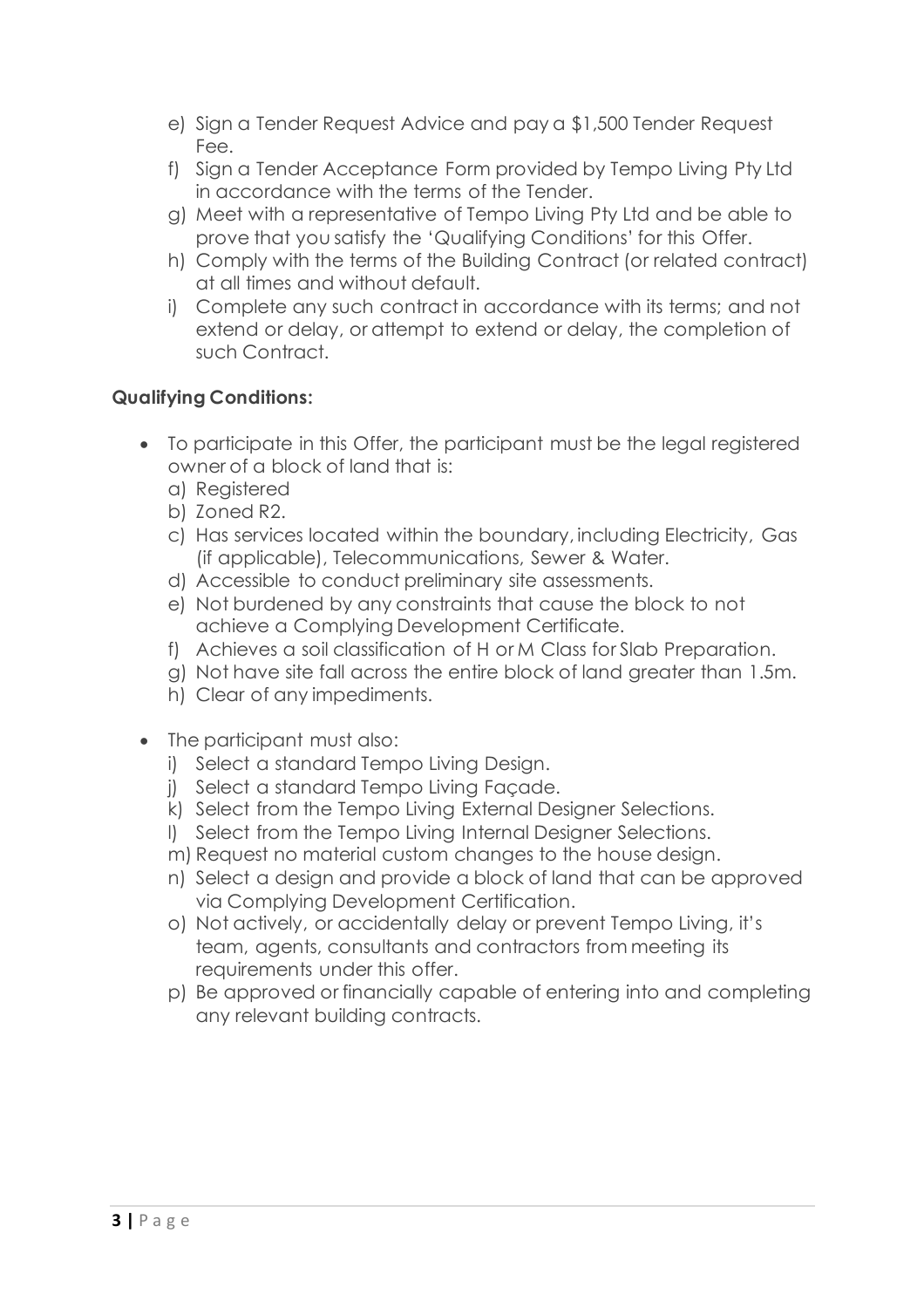e) Sign a Tender Request Advice and pay a $1,500 Tender Request Fee.
f) Sign a Tender Acceptance Form provided by Tempo Living Pty Ltd in accordance with the terms of the Tender.
g) Meet with a representative of Tempo Living Pty Ltd and be able to prove that you satisfy the 'Qualifying Conditions' for this Offer.
h) Comply with the terms of the Building Contract (or related contract) at all times and without default.
i) Complete any such contract in accordance with its terms; and not extend or delay, or attempt to extend or delay, the completion of such Contract.

**Qualifying Conditions:**

- To participate in this Offer, the participant must be the legal registered owner of a block of land that is:
  a) Registered
  b) Zoned R2.
  c) Has services located within the boundary, including Electricity, Gas (if applicable), Telecommunications, Sewer & Water.
  d) Accessible to conduct preliminary site assessments.
  e) Not burdened by any constraints that cause the block to not achieve a Complying Development Certificate.
  f) Achieves a soil classification of H or M Class for Slab Preparation.
  g) Not have site fall across the entire block of land greater than 1.5m.
  h) Clear of any impediments.

- The participant must also:
  i) Select a standard Tempo Living Design.
  j) Select a standard Tempo Living Façade.
  k) Select from the Tempo Living External Designer Selections.
  l) Select from the Tempo Living Internal Designer Selections.
  m) Request no material custom changes to the house design.
  n) Select a design and provide a block of land that can be approved via Complying Development Certification.
  o) Not actively, or accidentally delay or prevent Tempo Living, it's team, agents, consultants and contractors from meeting its requirements under this offer.
  p) Be approved or financially capable of entering into and completing any relevant building contracts.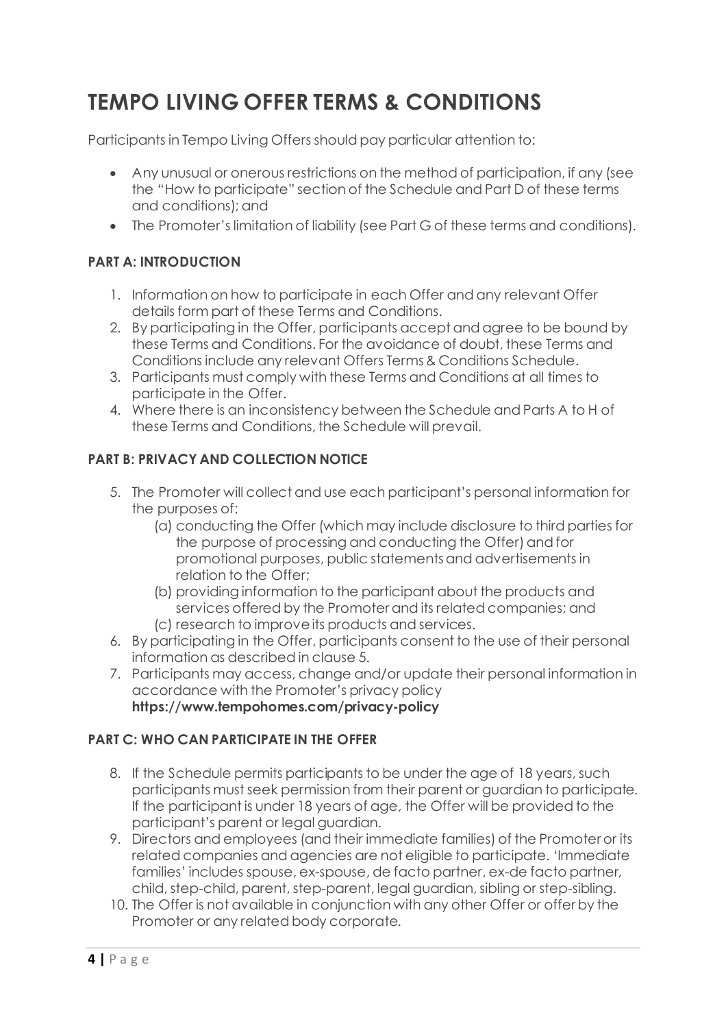# TEMPO LIVING OFFER TERMS & CONDITIONS

Participants in Tempo Living Offers should pay particular attention to:

- Any unusual or onerous restrictions on the method of participation, if any (see the "How to participate" section of the Schedule and Part D of these terms and conditions); and
- The Promoter's limitation of liability (see Part G of these terms and conditions).

### PART A: INTRODUCTION

1. Information on how to participate in each Offer and any relevant Offer details form part of these Terms and Conditions.
2. By participating in the Offer, participants accept and agree to be bound by these Terms and Conditions. For the avoidance of doubt, these Terms and Conditions include any relevant Offers Terms & Conditions Schedule.
3. Participants must comply with these Terms and Conditions at all times to participate in the Offer.
4. Where there is an inconsistency between the Schedule and Parts A to H of these Terms and Conditions, the Schedule will prevail.

### PART B: PRIVACY AND COLLECTION NOTICE

5. The Promoter will collect and use each participant's personal information for the purposes of:
   (a) conducting the Offer (which may include disclosure to third parties for the purpose of processing and conducting the Offer) and for promotional purposes, public statements and advertisements in relation to the Offer;
   (b) providing information to the participant about the products and services offered by the Promoter and its related companies; and
   (c) research to improve its products and services.
6. By participating in the Offer, participants consent to the use of their personal information as described in clause 5.
7. Participants may access, change and/or update their personal information in accordance with the Promoter's privacy policy **https://www.tempohomes.com/privacy-policy**

### PART C: WHO CAN PARTICIPATE IN THE OFFER

8. If the Schedule permits participants to be under the age of 18 years, such participants must seek permission from their parent or guardian to participate. If the participant is under 18 years of age, the Offer will be provided to the participant's parent or legal guardian.
9. Directors and employees (and their immediate families) of the Promoter or its related companies and agencies are not eligible to participate. 'Immediate families' includes spouse, ex-spouse, de facto partner, ex-de facto partner, child, step-child, parent, step-parent, legal guardian, sibling or step-sibling.
10. The Offer is not available in conjunction with any other Offer or offer by the Promoter or any related body corporate.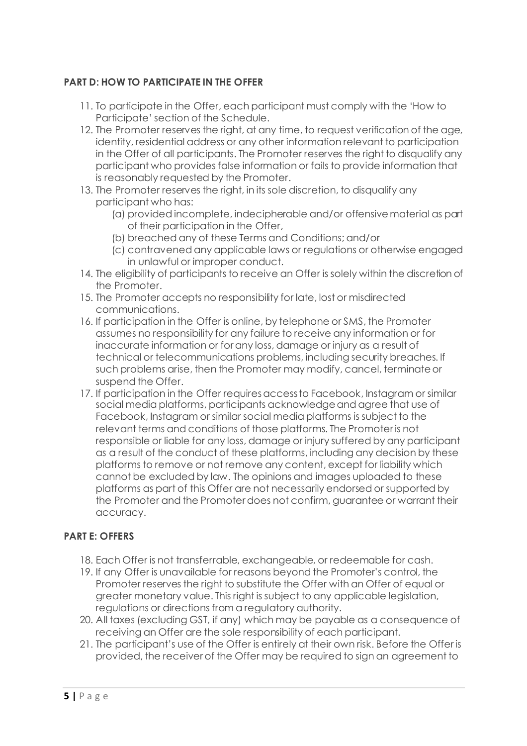**PART D: HOW TO PARTICIPATE IN THE OFFER**

11. To participate in the Offer, each participant must comply with the 'How to Participate' section of the Schedule.
12. The Promoter reserves the right, at any time, to request verification of the age, identity, residential address or any other information relevant to participation in the Offer of all participants. The Promoter reserves the right to disqualify any participant who provides false information or fails to provide information that is reasonably requested by the Promoter.
13. The Promoter reserves the right, in its sole discretion, to disqualify any participant who has:
    (a) provided incomplete, indecipherable and/or offensive material as part of their participation in the Offer,
    (b) breached any of these Terms and Conditions; and/or
    (c) contravened any applicable laws or regulations or otherwise engaged in unlawful or improper conduct.
14. The eligibility of participants to receive an Offer is solely within the discretion of the Promoter.
15. The Promoter accepts no responsibility for late, lost or misdirected communications.
16. If participation in the Offer is online, by telephone or SMS, the Promoter assumes no responsibility for any failure to receive any information or for inaccurate information or for any loss, damage or injury as a result of technical or telecommunications problems, including security breaches. If such problems arise, then the Promoter may modify, cancel, terminate or suspend the Offer.
17. If participation in the Offer requires access to Facebook, Instagram or similar social media platforms, participants acknowledge and agree that use of Facebook, Instagram or similar social media platforms is subject to the relevant terms and conditions of those platforms. The Promoter is not responsible or liable for any loss, damage or injury suffered by any participant as a result of the conduct of these platforms, including any decision by these platforms to remove or not remove any content, except for liability which cannot be excluded by law. The opinions and images uploaded to these platforms as part of this Offer are not necessarily endorsed or supported by the Promoter and the Promoter does not confirm, guarantee or warrant their accuracy.

**PART E: OFFERS**

18. Each Offer is not transferrable, exchangeable, or redeemable for cash.
19. If any Offer is unavailable for reasons beyond the Promoter's control, the Promoter reserves the right to substitute the Offer with an Offer of equal or greater monetary value. This right is subject to any applicable legislation, regulations or directions from a regulatory authority.
20. All taxes (excluding GST, if any) which may be payable as a consequence of receiving an Offer are the sole responsibility of each participant.
21. The participant's use of the Offer is entirely at their own risk. Before the Offer is provided, the receiver of the Offer may be required to sign an agreement to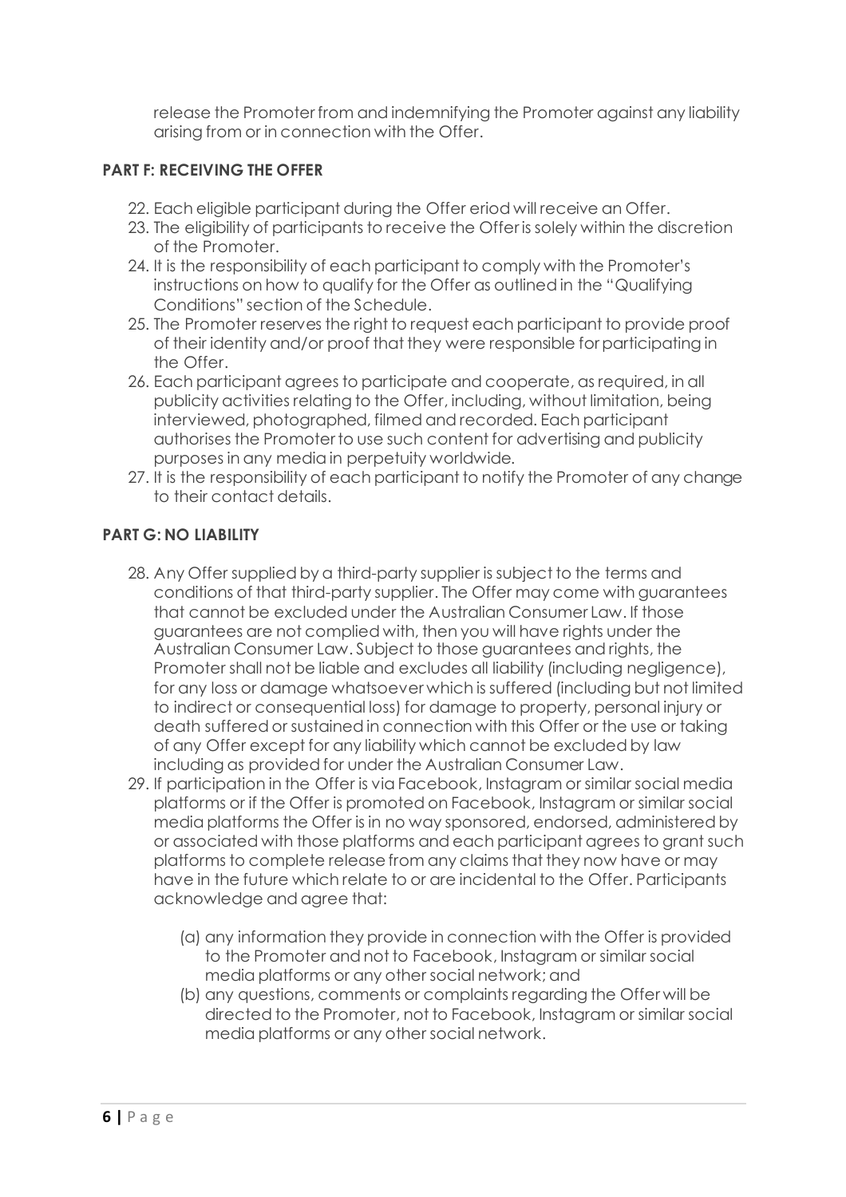release the Promoter from and indemnifying the Promoter against any liability arising from or in connection with the Offer.

**PART F: RECEIVING THE OFFER**

22. Each eligible participant during the Offer eriod will receive an Offer.
23. The eligibility of participants to receive the Offer is solely within the discretion of the Promoter.
24. It is the responsibility of each participant to comply with the Promoter's instructions on how to qualify for the Offer as outlined in the "Qualifying Conditions" section of the Schedule.
25. The Promoter reserves the right to request each participant to provide proof of their identity and/or proof that they were responsible for participating in the Offer.
26. Each participant agrees to participate and cooperate, as required, in all publicity activities relating to the Offer, including, without limitation, being interviewed, photographed, filmed and recorded. Each participant authorises the Promoter to use such content for advertising and publicity purposes in any media in perpetuity worldwide.
27. It is the responsibility of each participant to notify the Promoter of any change to their contact details.

**PART G: NO LIABILITY**

28. Any Offer supplied by a third-party supplier is subject to the terms and conditions of that third-party supplier. The Offer may come with guarantees that cannot be excluded under the Australian Consumer Law. If those guarantees are not complied with, then you will have rights under the Australian Consumer Law. Subject to those guarantees and rights, the Promoter shall not be liable and excludes all liability (including negligence), for any loss or damage whatsoever which is suffered (including but not limited to indirect or consequential loss) for damage to property, personal injury or death suffered or sustained in connection with this Offer or the use or taking of any Offer except for any liability which cannot be excluded by law including as provided for under the Australian Consumer Law.
29. If participation in the Offer is via Facebook, Instagram or similar social media platforms or if the Offer is promoted on Facebook, Instagram or similar social media platforms the Offer is in no way sponsored, endorsed, administered by or associated with those platforms and each participant agrees to grant such platforms to complete release from any claims that they now have or may have in the future which relate to or are incidental to the Offer. Participants acknowledge and agree that:

    (a) any information they provide in connection with the Offer is provided to the Promoter and not to Facebook, Instagram or similar social media platforms or any other social network; and

    (b) any questions, comments or complaints regarding the Offer will be directed to the Promoter, not to Facebook, Instagram or similar social media platforms or any other social network.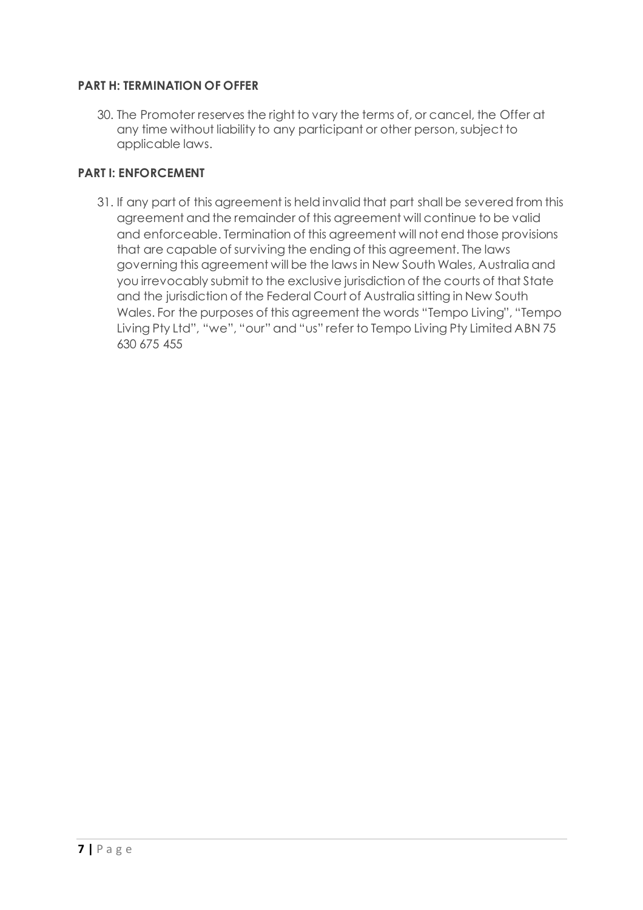**PART H: TERMINATION OF OFFER**

30. The Promoter reserves the right to vary the terms of, or cancel, the Offer at any time without liability to any participant or other person, subject to applicable laws.

**PART I: ENFORCEMENT**

31. If any part of this agreement is held invalid that part shall be severed from this agreement and the remainder of this agreement will continue to be valid and enforceable. Termination of this agreement will not end those provisions that are capable of surviving the ending of this agreement. The laws governing this agreement will be the laws in New South Wales, Australia and you irrevocably submit to the exclusive jurisdiction of the courts of that State and the jurisdiction of the Federal Court of Australia sitting in New South Wales. For the purposes of this agreement the words "Tempo Living", "Tempo Living Pty Ltd", "we", "our" and "us" refer to Tempo Living Pty Limited ABN 75 630 675 455